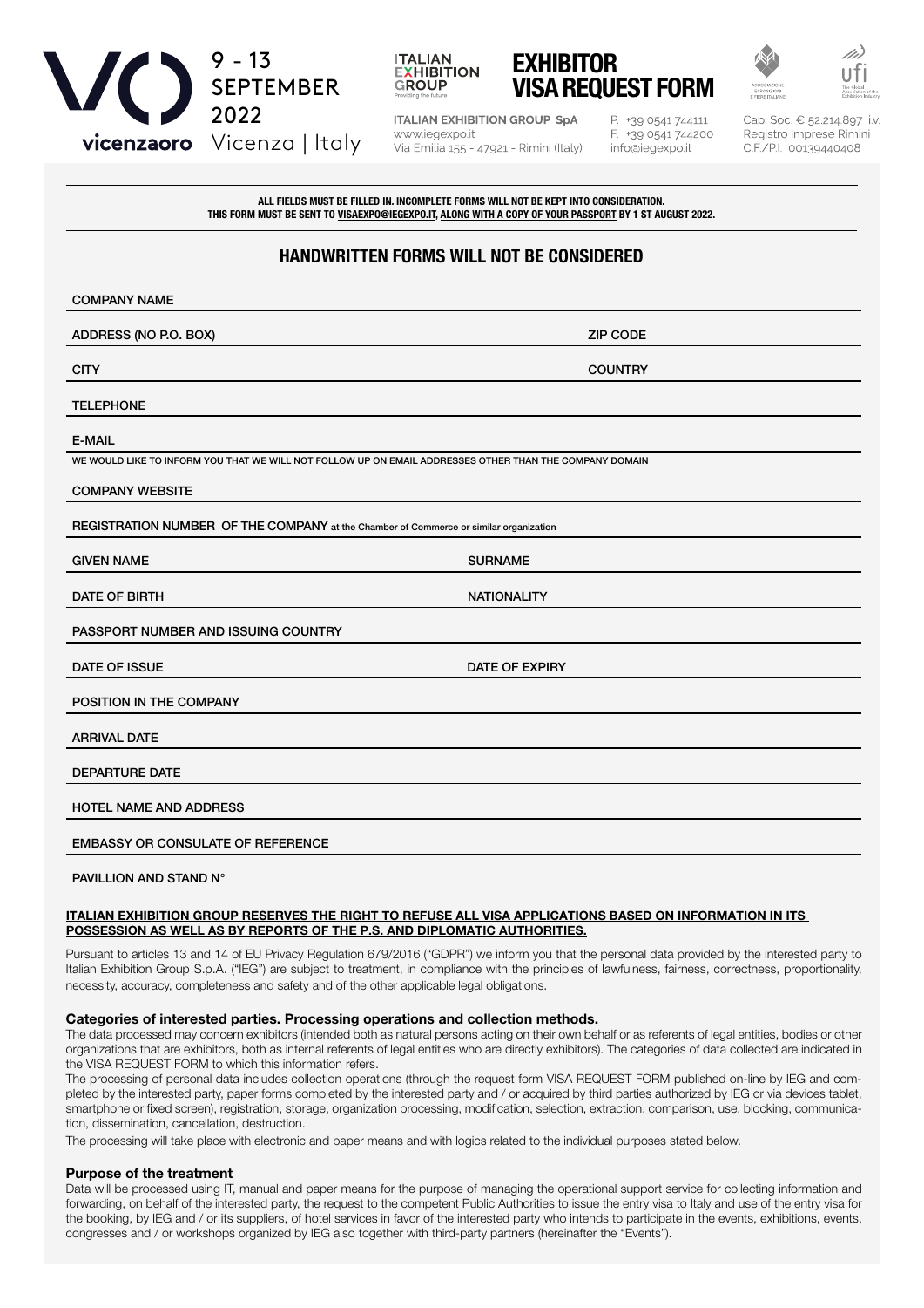vicenzaoro 9 - 13 SEPTEMBER 2022 Vicenza | Italy

ITALIAN EXHIBITION GROUP Providing the future

# EXHIBITOR VISA REQUEST FORM

**ITALIAN EXHIBITION GROUP SpA**
www.iegexpo.it
Via Emilia 155 - 47921 - Rimini (Italy)

P. +39 0541 744111
F. +39 0541 744200
info@iegexpo.it

Cap. Soc. € 52.214.897 i.v.
Registro Imprese Rimini
C.F./P.I. 00139440408

**ALL FIELDS MUST BE FILLED IN. INCOMPLETE FORMS WILL NOT BE KEPT INTO CONSIDERATION.**
**THIS FORM MUST BE SENT TO VISAEXPO@IEGEXPO.IT, ALONG WITH A COPY OF YOUR PASSPORT BY 1 ST AUGUST 2022.**

## HANDWRITTEN FORMS WILL NOT BE CONSIDERED

COMPANY NAME

ADDRESS (NO P.O. BOX) ZIP CODE

CITY COUNTRY

TELEPHONE

E-MAIL

WE WOULD LIKE TO INFORM YOU THAT WE WILL NOT FOLLOW UP ON EMAIL ADDRESSES OTHER THAN THE COMPANY DOMAIN

COMPANY WEBSITE

REGISTRATION NUMBER OF THE COMPANY at the Chamber of Commerce or similar organization

GIVEN NAME SURNAME

DATE OF BIRTH NATIONALITY

PASSPORT NUMBER AND ISSUING COUNTRY

DATE OF ISSUE DATE OF EXPIRY

POSITION IN THE COMPANY

ARRIVAL DATE

DEPARTURE DATE

HOTEL NAME AND ADDRESS

EMBASSY OR CONSULATE OF REFERENCE

PAVILLION AND STAND N°

**ITALIAN EXHIBITION GROUP RESERVES THE RIGHT TO REFUSE ALL VISA APPLICATIONS BASED ON INFORMATION IN ITS POSSESSION AS WELL AS BY REPORTS OF THE P.S. AND DIPLOMATIC AUTHORITIES.**

Pursuant to articles 13 and 14 of EU Privacy Regulation 679/2016 ("GDPR") we inform you that the personal data provided by the interested party to Italian Exhibition Group S.p.A. ("IEG") are subject to treatment, in compliance with the principles of lawfulness, fairness, correctness, proportionality, necessity, accuracy, completeness and safety and of the other applicable legal obligations.

### Categories of interested parties. Processing operations and collection methods.

The data processed may concern exhibitors (intended both as natural persons acting on their own behalf or as referents of legal entities, bodies or other organizations that are exhibitors, both as internal referents of legal entities who are directly exhibitors). The categories of data collected are indicated in the VISA REQUEST FORM to which this information refers.

The processing of personal data includes collection operations (through the request form VISA REQUEST FORM published on-line by IEG and completed by the interested party, paper forms completed by the interested party and / or acquired by third parties authorized by IEG or via devices tablet, smartphone or fixed screen), registration, storage, organization processing, modification, selection, extraction, comparison, use, blocking, communication, dissemination, cancellation, destruction.

The processing will take place with electronic and paper means and with logics related to the individual purposes stated below.

### Purpose of the treatment

Data will be processed using IT, manual and paper means for the purpose of managing the operational support service for collecting information and forwarding, on behalf of the interested party, the request to the competent Public Authorities to issue the entry visa to Italy and use of the entry visa for the booking, by IEG and / or its suppliers, of hotel services in favor of the interested party who intends to participate in the events, exhibitions, events, congresses and / or workshops organized by IEG also together with third-party partners (hereinafter the "Events").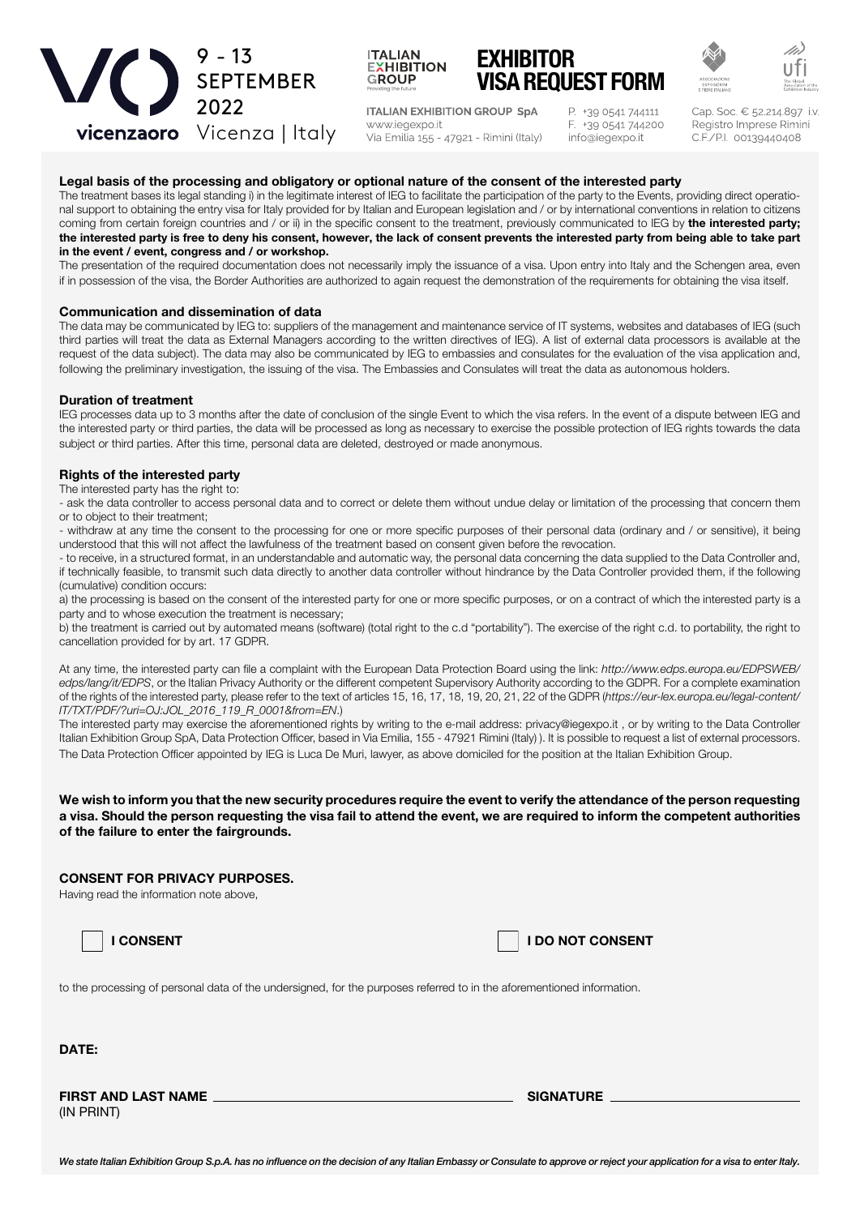9 - 13 SEPTEMBER 2022

vicenzaoro Vicenza | Italy

# EXHIBITOR VISA REQUEST FORM

**ITALIAN EXHIBITION GROUP SpA**
www.iegexpo.it
Via Emilia 155 - 47921 - Rimini (Italy)

P. +39 0541 744111
F. +39 0541 744200
info@iegexpo.it

Cap. Soc. € 52.214.897 i.v.
Registro Imprese Rimini
C.F./P.I. 00139440408

### Legal basis of the processing and obligatory or optional nature of the consent of the interested party

The treatment bases its legal standing i) in the legitimate interest of IEG to facilitate the participation of the party to the Events, providing direct operational support to obtaining the entry visa for Italy provided for by Italian and European legislation and / or by international conventions in relation to citizens coming from certain foreign countries and / or ii) in the specific consent to the treatment, previously communicated to IEG by **the interested party; the interested party is free to deny his consent, however, the lack of consent prevents the interested party from being able to take part in the event / event, congress and / or workshop.**

The presentation of the required documentation does not necessarily imply the issuance of a visa. Upon entry into Italy and the Schengen area, even if in possession of the visa, the Border Authorities are authorized to again request the demonstration of the requirements for obtaining the visa itself.

### Communication and dissemination of data

The data may be communicated by IEG to: suppliers of the management and maintenance service of IT systems, websites and databases of IEG (such third parties will treat the data as External Managers according to the written directives of IEG). A list of external data processors is available at the request of the data subject). The data may also be communicated by IEG to embassies and consulates for the evaluation of the visa application and, following the preliminary investigation, the issuing of the visa. The Embassies and Consulates will treat the data as autonomous holders.

### Duration of treatment

IEG processes data up to 3 months after the date of conclusion of the single Event to which the visa refers. In the event of a dispute between IEG and the interested party or third parties, the data will be processed as long as necessary to exercise the possible protection of IEG rights towards the data subject or third parties. After this time, personal data are deleted, destroyed or made anonymous.

### Rights of the interested party

The interested party has the right to:

- ask the data controller to access personal data and to correct or delete them without undue delay or limitation of the processing that concern them or to object to their treatment;
- withdraw at any time the consent to the processing for one or more specific purposes of their personal data (ordinary and / or sensitive), it being understood that this will not affect the lawfulness of the treatment based on consent given before the revocation.
- to receive, in a structured format, in an understandable and automatic way, the personal data concerning the data supplied to the Data Controller and, if technically feasible, to transmit such data directly to another data controller without hindrance by the Data Controller provided them, if the following (cumulative) condition occurs:

a) the processing is based on the consent of the interested party for one or more specific purposes, or on a contract of which the interested party is a party and to whose execution the treatment is necessary;

b) the treatment is carried out by automated means (software) (total right to the c.d "portability"). The exercise of the right c.d. to portability, the right to cancellation provided for by art. 17 GDPR.

At any time, the interested party can file a complaint with the European Data Protection Board using the link: *http://www.edps.europa.eu/EDPSWEB/edps/lang/it/EDPS*, or the Italian Privacy Authority or the different competent Supervisory Authority according to the GDPR. For a complete examination of the rights of the interested party, please refer to the text of articles 15, 16, 17, 18, 19, 20, 21, 22 of the GDPR (*https://eur-lex.europa.eu/legal-content/IT/TXT/PDF/?uri=OJ:JOL_2016_119_R_0001&from=EN*.)

The interested party may exercise the aforementioned rights by writing to the e-mail address: privacy@iegexpo.it , or by writing to the Data Controller Italian Exhibition Group SpA, Data Protection Officer, based in Via Emilia, 155 - 47921 Rimini (Italy) ). It is possible to request a list of external processors. The Data Protection Officer appointed by IEG is Luca De Muri, lawyer, as above domiciled for the position at the Italian Exhibition Group.

**We wish to inform you that the new security procedures require the event to verify the attendance of the person requesting a visa. Should the person requesting the visa fail to attend the event, we are required to inform the competent authorities of the failure to enter the fairgrounds.**

### CONSENT FOR PRIVACY PURPOSES.

Having read the information note above,

☐ **I CONSENT** ☐ **I DO NOT CONSENT**

to the processing of personal data of the undersigned, for the purposes referred to in the aforementioned information.

**DATE:**

**FIRST AND LAST NAME** ______________________ **SIGNATURE** ______________________
(IN PRINT)

*We state Italian Exhibition Group S.p.A. has no influence on the decision of any Italian Embassy or Consulate to approve or reject your application for a visa to enter Italy.*